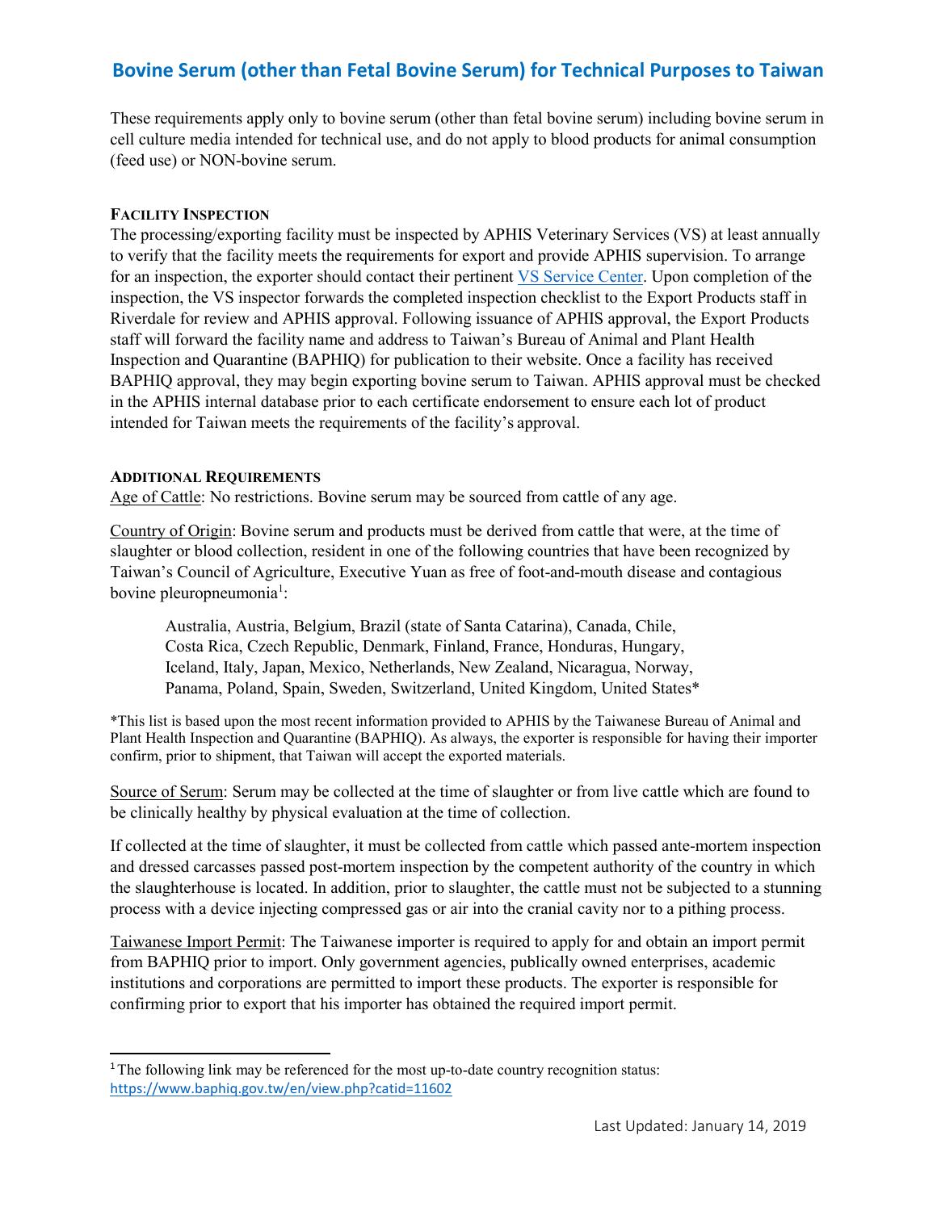# Bovine Serum (other than Fetal Bovine Serum) for Technical Purposes to Taiwan

These requirements apply only to bovine serum (other than fetal bovine serum) including bovine serum in cell culture media intended for technical use, and do not apply to blood products for animal consumption (feed use) or NON-bovine serum.

## Facility Inspection

The processing/exporting facility must be inspected by APHIS Veterinary Services (VS) at least annually to verify that the facility meets the requirements for export and provide APHIS supervision. To arrange for an inspection, the exporter should contact their pertinent VS Service Center. Upon completion of the inspection, the VS inspector forwards the completed inspection checklist to the Export Products staff in Riverdale for review and APHIS approval. Following issuance of APHIS approval, the Export Products staff will forward the facility name and address to Taiwan's Bureau of Animal and Plant Health Inspection and Quarantine (BAPHIQ) for publication to their website. Once a facility has received BAPHIQ approval, they may begin exporting bovine serum to Taiwan. APHIS approval must be checked in the APHIS internal database prior to each certificate endorsement to ensure each lot of product intended for Taiwan meets the requirements of the facility's approval.

## Additional Requirements

Age of Cattle: No restrictions. Bovine serum may be sourced from cattle of any age.

Country of Origin: Bovine serum and products must be derived from cattle that were, at the time of slaughter or blood collection, resident in one of the following countries that have been recognized by Taiwan's Council of Agriculture, Executive Yuan as free of foot-and-mouth disease and contagious bovine pleuropneumonia[1]:

> Australia, Austria, Belgium, Brazil (state of Santa Catarina), Canada, Chile, Costa Rica, Czech Republic, Denmark, Finland, France, Honduras, Hungary, Iceland, Italy, Japan, Mexico, Netherlands, New Zealand, Nicaragua, Norway, Panama, Poland, Spain, Sweden, Switzerland, United Kingdom, United States*

*This list is based upon the most recent information provided to APHIS by the Taiwanese Bureau of Animal and Plant Health Inspection and Quarantine (BAPHIQ). As always, the exporter is responsible for having their importer confirm, prior to shipment, that Taiwan will accept the exported materials.

Source of Serum: Serum may be collected at the time of slaughter or from live cattle which are found to be clinically healthy by physical evaluation at the time of collection.

If collected at the time of slaughter, it must be collected from cattle which passed ante-mortem inspection and dressed carcasses passed post-mortem inspection by the competent authority of the country in which the slaughterhouse is located. In addition, prior to slaughter, the cattle must not be subjected to a stunning process with a device injecting compressed gas or air into the cranial cavity nor to a pithing process.

Taiwanese Import Permit: The Taiwanese importer is required to apply for and obtain an import permit from BAPHIQ prior to import. Only government agencies, publically owned enterprises, academic institutions and corporations are permitted to import these products. The exporter is responsible for confirming prior to export that his importer has obtained the required import permit.

---

[1] The following link may be referenced for the most up-to-date country recognition status: https://www.baphiq.gov.tw/en/view.php?catid=11602

Last Updated: January 14, 2019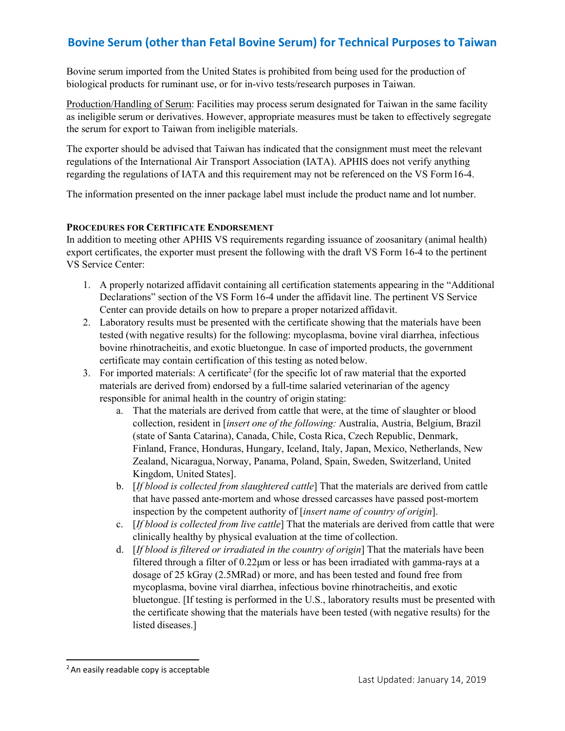## Bovine Serum (other than Fetal Bovine Serum) for Technical Purposes to Taiwan

Bovine serum imported from the United States is prohibited from being used for the production of biological products for ruminant use, or for in-vivo tests/research purposes in Taiwan.

Production/Handling of Serum: Facilities may process serum designated for Taiwan in the same facility as ineligible serum or derivatives. However, appropriate measures must be taken to effectively segregate the serum for export to Taiwan from ineligible materials.

The exporter should be advised that Taiwan has indicated that the consignment must meet the relevant regulations of the International Air Transport Association (IATA). APHIS does not verify anything regarding the regulations of IATA and this requirement may not be referenced on the VS Form 16-4.

The information presented on the inner package label must include the product name and lot number.

**PROCEDURES FOR CERTIFICATE ENDORSEMENT**

In addition to meeting other APHIS VS requirements regarding issuance of zoosanitary (animal health) export certificates, the exporter must present the following with the draft VS Form 16-4 to the pertinent VS Service Center:

1. A properly notarized affidavit containing all certification statements appearing in the "Additional Declarations" section of the VS Form 16-4 under the affidavit line. The pertinent VS Service Center can provide details on how to prepare a proper notarized affidavit.
2. Laboratory results must be presented with the certificate showing that the materials have been tested (with negative results) for the following: mycoplasma, bovine viral diarrhea, infectious bovine rhinotracheitis, and exotic bluetongue. In case of imported products, the government certificate may contain certification of this testing as noted below.
3. For imported materials: A certificate[2] (for the specific lot of raw material that the exported materials are derived from) endorsed by a full-time salaried veterinarian of the agency responsible for animal health in the country of origin stating:
   a. That the materials are derived from cattle that were, at the time of slaughter or blood collection, resident in [*insert one of the following:* Australia, Austria, Belgium, Brazil (state of Santa Catarina), Canada, Chile, Costa Rica, Czech Republic, Denmark, Finland, France, Honduras, Hungary, Iceland, Italy, Japan, Mexico, Netherlands, New Zealand, Nicaragua, Norway, Panama, Poland, Spain, Sweden, Switzerland, United Kingdom, United States].
   b. [*If blood is collected from slaughtered cattle*] That the materials are derived from cattle that have passed ante-mortem and whose dressed carcasses have passed post-mortem inspection by the competent authority of [*insert name of country of origin*].
   c. [*If blood is collected from live cattle*] That the materials are derived from cattle that were clinically healthy by physical evaluation at the time of collection.
   d. [*If blood is filtered or irradiated in the country of origin*] That the materials have been filtered through a filter of 0.22μm or less or has been irradiated with gamma-rays at a dosage of 25 kGray (2.5MRad) or more, and has been tested and found free from mycoplasma, bovine viral diarrhea, infectious bovine rhinotracheitis, and exotic bluetongue. [If testing is performed in the U.S., laboratory results must be presented with the certificate showing that the materials have been tested (with negative results) for the listed diseases.]

---

[2] An easily readable copy is acceptable

Last Updated: January 14, 2019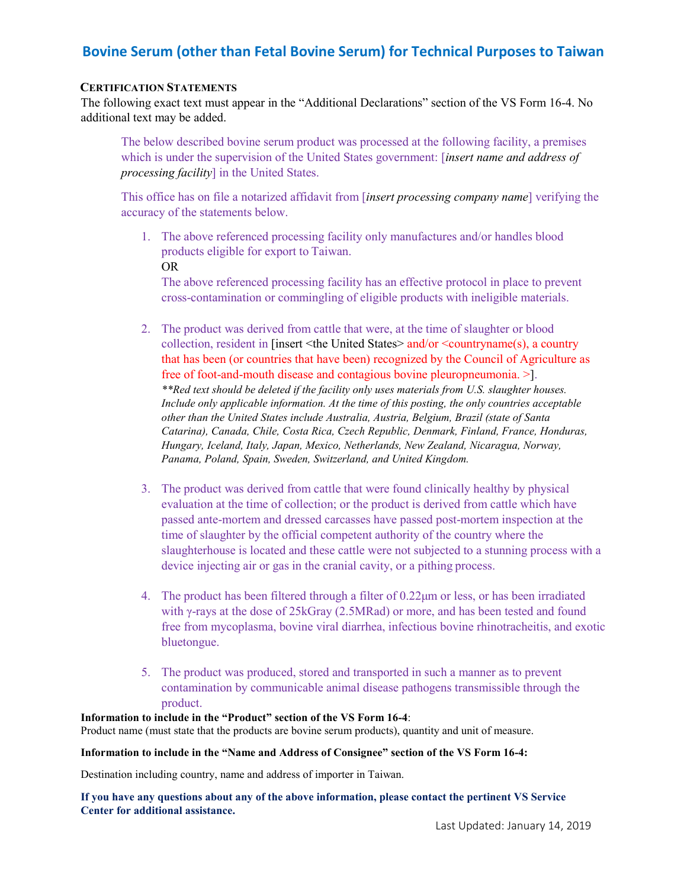# Bovine Serum (other than Fetal Bovine Serum) for Technical Purposes to Taiwan

**CERTIFICATION STATEMENTS**

The following exact text must appear in the "Additional Declarations" section of the VS Form 16-4. No additional text may be added.

> The below described bovine serum product was processed at the following facility, a premises which is under the supervision of the United States government: [*insert name and address of processing facility*] in the United States.
>
> This office has on file a notarized affidavit from [*insert processing company name*] verifying the accuracy of the statements below.

1. The above referenced processing facility only manufactures and/or handles blood products eligible for export to Taiwan.
   OR
   The above referenced processing facility has an effective protocol in place to prevent cross-contamination or commingling of eligible products with ineligible materials.

2. The product was derived from cattle that were, at the time of slaughter or blood collection, resident in [insert <the United States> and/or <countryname(s), a country that has been (or countries that have been) recognized by the Council of Agriculture as free of foot-and-mouth disease and contagious bovine pleuropneumonia. >].
   ***\*Red text should be deleted if the facility only uses materials from U.S. slaughter houses. Include only applicable information. At the time of this posting, the only countries acceptable other than the United States include Australia, Austria, Belgium, Brazil (state of Santa Catarina), Canada, Chile, Costa Rica, Czech Republic, Denmark, Finland, France, Honduras, Hungary, Iceland, Italy, Japan, Mexico, Netherlands, New Zealand, Nicaragua, Norway, Panama, Poland, Spain, Sweden, Switzerland, and United Kingdom.*

3. The product was derived from cattle that were found clinically healthy by physical evaluation at the time of collection; or the product is derived from cattle which have passed ante-mortem and dressed carcasses have passed post-mortem inspection at the time of slaughter by the official competent authority of the country where the slaughterhouse is located and these cattle were not subjected to a stunning process with a device injecting air or gas in the cranial cavity, or a pithing process.

4. The product has been filtered through a filter of 0.22µm or less, or has been irradiated with γ-rays at the dose of 25kGray (2.5MRad) or more, and has been tested and found free from mycoplasma, bovine viral diarrhea, infectious bovine rhinotracheitis, and exotic bluetongue.

5. The product was produced, stored and transported in such a manner as to prevent contamination by communicable animal disease pathogens transmissible through the product.

**Information to include in the "Product" section of the VS Form 16-4**:
Product name (must state that the products are bovine serum products), quantity and unit of measure.

**Information to include in the "Name and Address of Consignee" section of the VS Form 16-4:**

Destination including country, name and address of importer in Taiwan.

**If you have any questions about any of the above information, please contact the pertinent VS Service Center for additional assistance.**

Last Updated: January 14, 2019